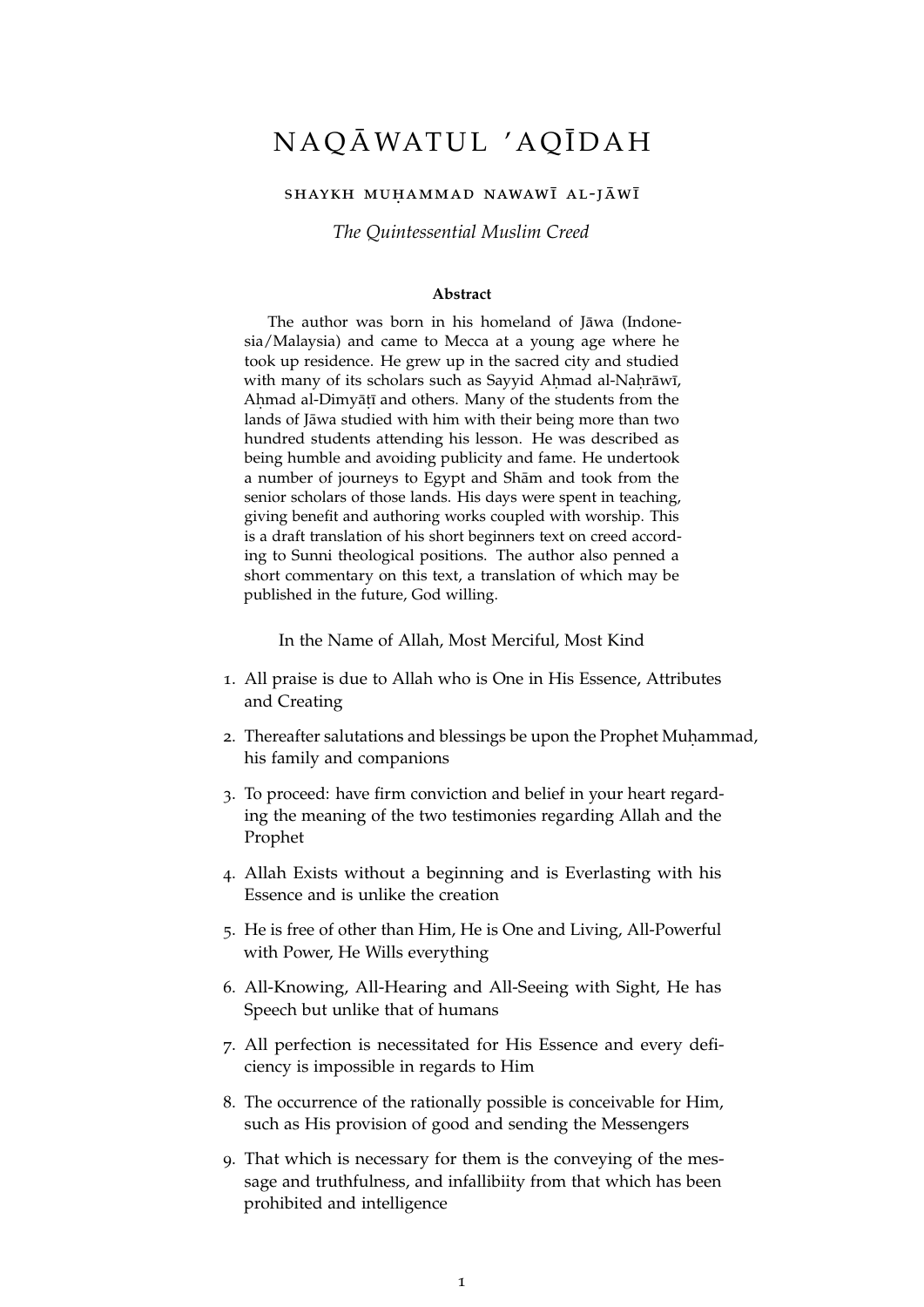# NAQĀWATUL 'AQĪDAH

SHAYKH MUḤAMMAD NAWAWĪ AL-JĀWĪ

*The Quintessential Muslim Creed*

**Abstract**

The author was born in his homeland of Jāwa (Indonesia/Malaysia) and came to Mecca at a young age where he took up residence. He grew up in the sacred city and studied with many of its scholars such as Sayyid Aḥmad al-Naḥrāwī, Aḥmad al-Dimyāṭī and others. Many of the students from the lands of Jāwa studied with him with their being more than two hundred students attending his lesson. He was described as being humble and avoiding publicity and fame. He undertook a number of journeys to Egypt and Shām and took from the senior scholars of those lands. His days were spent in teaching, giving benefit and authoring works coupled with worship. This is a draft translation of his short beginners text on creed according to Sunni theological positions. The author also penned a short commentary on this text, a translation of which may be published in the future, God willing.

In the Name of Allah, Most Merciful, Most Kind

1. All praise is due to Allah who is One in His Essence, Attributes and Creating
2. Thereafter salutations and blessings be upon the Prophet Muḥammad, his family and companions
3. To proceed: have firm conviction and belief in your heart regarding the meaning of the two testimonies regarding Allah and the Prophet
4. Allah Exists without a beginning and is Everlasting with his Essence and is unlike the creation
5. He is free of other than Him, He is One and Living, All-Powerful with Power, He Wills everything
6. All-Knowing, All-Hearing and All-Seeing with Sight, He has Speech but unlike that of humans
7. All perfection is necessitated for His Essence and every deficiency is impossible in regards to Him
8. The occurrence of the rationally possible is conceivable for Him, such as His provision of good and sending the Messengers
9. That which is necessary for them is the conveying of the message and truthfulness, and infallibiity from that which has been prohibited and intelligence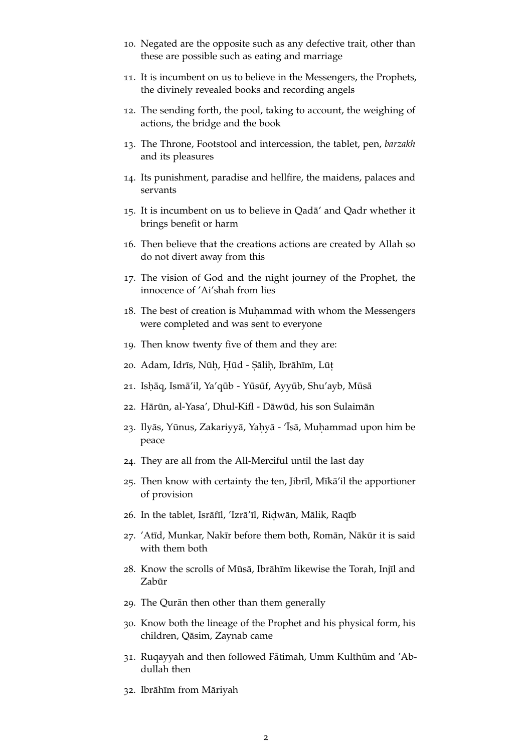10. Negated are the opposite such as any defective trait, other than these are possible such as eating and marriage
11. It is incumbent on us to believe in the Messengers, the Prophets, the divinely revealed books and recording angels
12. The sending forth, the pool, taking to account, the weighing of actions, the bridge and the book
13. The Throne, Footstool and intercession, the tablet, pen, *barzakh* and its pleasures
14. Its punishment, paradise and hellfire, the maidens, palaces and servants
15. It is incumbent on us to believe in Qadā' and Qadr whether it brings benefit or harm
16. Then believe that the creations actions are created by Allah so do not divert away from this
17. The vision of God and the night journey of the Prophet, the innocence of 'Ai'shah from lies
18. The best of creation is Muḥammad with whom the Messengers were completed and was sent to everyone
19. Then know twenty five of them and they are:
20. Adam, Idrīs, Nūḥ, Ḥūd - Ṣāliḥ, Ibrāhīm, Lūṭ
21. Isḥāq, Ismā'il, Ya'qūb - Yūsūf, Ayyūb, Shu'ayb, Mūsā
22. Hārūn, al-Yasa', Dhul-Kifl - Dāwūd, his son Sulaimān
23. Ilyās, Yūnus, Zakariyyā, Yaḥyā - 'Īsā, Muḥammad upon him be peace
24. They are all from the All-Merciful until the last day
25. Then know with certainty the ten, Jibrīl, Mīkā'il the apportioner of provision
26. In the tablet, Isrāfīl, 'Izrā'īl, Riḍwān, Mālik, Raqīb
27. 'Atīd, Munkar, Nakīr before them both, Romān, Nākūr it is said with them both
28. Know the scrolls of Mūsā, Ibrāhīm likewise the Torah, Injīl and Zabūr
29. The Qurān then other than them generally
30. Know both the lineage of the Prophet and his physical form, his children, Qāsim, Zaynab came
31. Ruqayyah and then followed Fātimah, Umm Kulthūm and 'Abdullah then
32. Ibrāhīm from Māriyah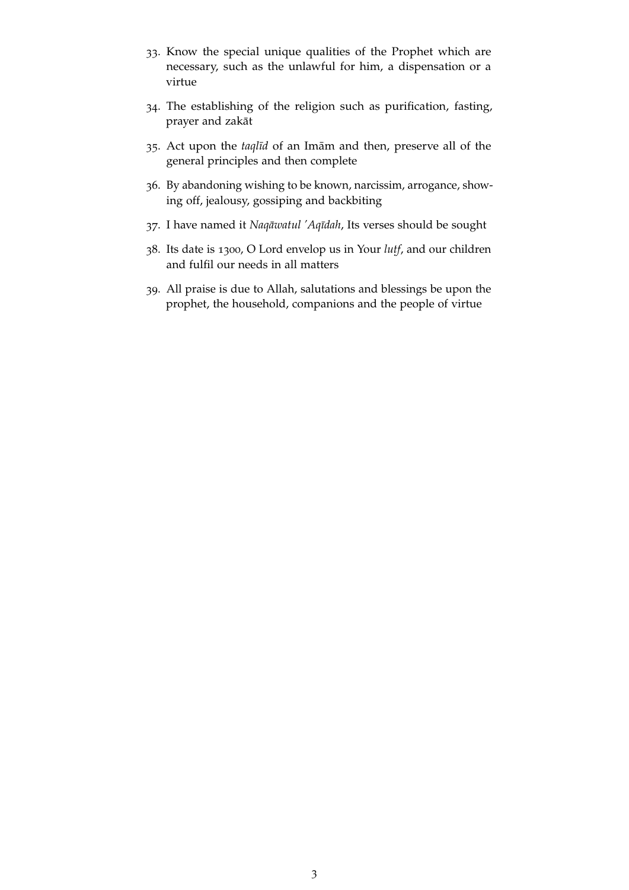33. Know the special unique qualities of the Prophet which are necessary, such as the unlawful for him, a dispensation or a virtue

34. The establishing of the religion such as purification, fasting, prayer and zakāt

35. Act upon the *taqlīd* of an Imām and then, preserve all of the general principles and then complete

36. By abandoning wishing to be known, narcissim, arrogance, showing off, jealousy, gossiping and backbiting

37. I have named it *Naqāwatul 'Aqīdah*, Its verses should be sought

38. Its date is 1300, O Lord envelop us in Your *luṭf*, and our children and fulfil our needs in all matters

39. All praise is due to Allah, salutations and blessings be upon the prophet, the household, companions and the people of virtue